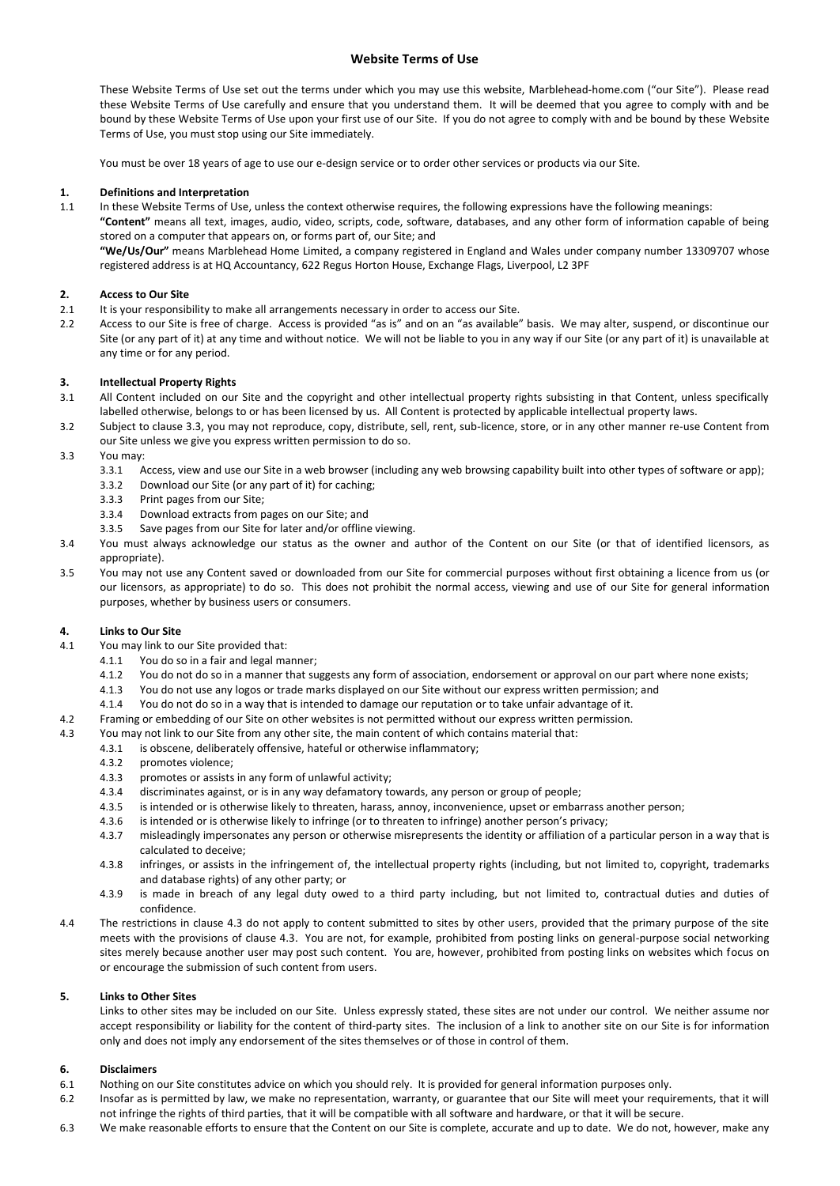# Website Terms of Use

These Website Terms of Use set out the terms under which you may use this website, Marblehead-home.com ("our Site"). Please read these Website Terms of Use carefully and ensure that you understand them. It will be deemed that you agree to comply with and be bound by these Website Terms of Use upon your first use of our Site. If you do not agree to comply with and be bound by these Website Terms of Use, you must stop using our Site immediately.

You must be over 18 years of age to use our e-design service or to order other services or products via our Site.

## 1. Definitions and Interpretation

1.1 In these Website Terms of Use, unless the context otherwise requires, the following expressions have the following meanings:

**"Content"** means all text, images, audio, video, scripts, code, software, databases, and any other form of information capable of being stored on a computer that appears on, or forms part of, our Site; and

**"We/Us/Our"** means Marblehead Home Limited, a company registered in England and Wales under company number 13309707 whose registered address is at HQ Accountancy, 622 Regus Horton House, Exchange Flags, Liverpool, L2 3PF

## 2. Access to Our Site

2.1 It is your responsibility to make all arrangements necessary in order to access our Site.

2.2 Access to our Site is free of charge. Access is provided "as is" and on an "as available" basis. We may alter, suspend, or discontinue our Site (or any part of it) at any time and without notice. We will not be liable to you in any way if our Site (or any part of it) is unavailable at any time or for any period.

## 3. Intellectual Property Rights

3.1 All Content included on our Site and the copyright and other intellectual property rights subsisting in that Content, unless specifically labelled otherwise, belongs to or has been licensed by us. All Content is protected by applicable intellectual property laws.

3.2 Subject to clause 3.3, you may not reproduce, copy, distribute, sell, rent, sub-licence, store, or in any other manner re-use Content from our Site unless we give you express written permission to do so.

3.3 You may:

- 3.3.1 Access, view and use our Site in a web browser (including any web browsing capability built into other types of software or app);
- 3.3.2 Download our Site (or any part of it) for caching;
- 3.3.3 Print pages from our Site;
- 3.3.4 Download extracts from pages on our Site; and
- 3.3.5 Save pages from our Site for later and/or offline viewing.

3.4 You must always acknowledge our status as the owner and author of the Content on our Site (or that of identified licensors, as appropriate).

3.5 You may not use any Content saved or downloaded from our Site for commercial purposes without first obtaining a licence from us (or our licensors, as appropriate) to do so. This does not prohibit the normal access, viewing and use of our Site for general information purposes, whether by business users or consumers.

## 4. Links to Our Site

4.1 You may link to our Site provided that:

- 4.1.1 You do so in a fair and legal manner;
- 4.1.2 You do not do so in a manner that suggests any form of association, endorsement or approval on our part where none exists;
- 4.1.3 You do not use any logos or trade marks displayed on our Site without our express written permission; and
- 4.1.4 You do not do so in a way that is intended to damage our reputation or to take unfair advantage of it.

4.2 Framing or embedding of our Site on other websites is not permitted without our express written permission.

4.3 You may not link to our Site from any other site, the main content of which contains material that:

- 4.3.1 is obscene, deliberately offensive, hateful or otherwise inflammatory;
- 4.3.2 promotes violence;
- 4.3.3 promotes or assists in any form of unlawful activity;
- 4.3.4 discriminates against, or is in any way defamatory towards, any person or group of people;
- 4.3.5 is intended or is otherwise likely to threaten, harass, annoy, inconvenience, upset or embarrass another person;
- 4.3.6 is intended or is otherwise likely to infringe (or to threaten to infringe) another person's privacy;
- 4.3.7 misleadingly impersonates any person or otherwise misrepresents the identity or affiliation of a particular person in a way that is calculated to deceive;
- 4.3.8 infringes, or assists in the infringement of, the intellectual property rights (including, but not limited to, copyright, trademarks and database rights) of any other party; or
- 4.3.9 is made in breach of any legal duty owed to a third party including, but not limited to, contractual duties and duties of confidence.

4.4 The restrictions in clause 4.3 do not apply to content submitted to sites by other users, provided that the primary purpose of the site meets with the provisions of clause 4.3. You are not, for example, prohibited from posting links on general-purpose social networking sites merely because another user may post such content. You are, however, prohibited from posting links on websites which focus on or encourage the submission of such content from users.

## 5. Links to Other Sites

Links to other sites may be included on our Site. Unless expressly stated, these sites are not under our control. We neither assume nor accept responsibility or liability for the content of third-party sites. The inclusion of a link to another site on our Site is for information only and does not imply any endorsement of the sites themselves or of those in control of them.

## 6. Disclaimers

6.1 Nothing on our Site constitutes advice on which you should rely. It is provided for general information purposes only.

6.2 Insofar as is permitted by law, we make no representation, warranty, or guarantee that our Site will meet your requirements, that it will not infringe the rights of third parties, that it will be compatible with all software and hardware, or that it will be secure.

6.3 We make reasonable efforts to ensure that the Content on our Site is complete, accurate and up to date. We do not, however, make any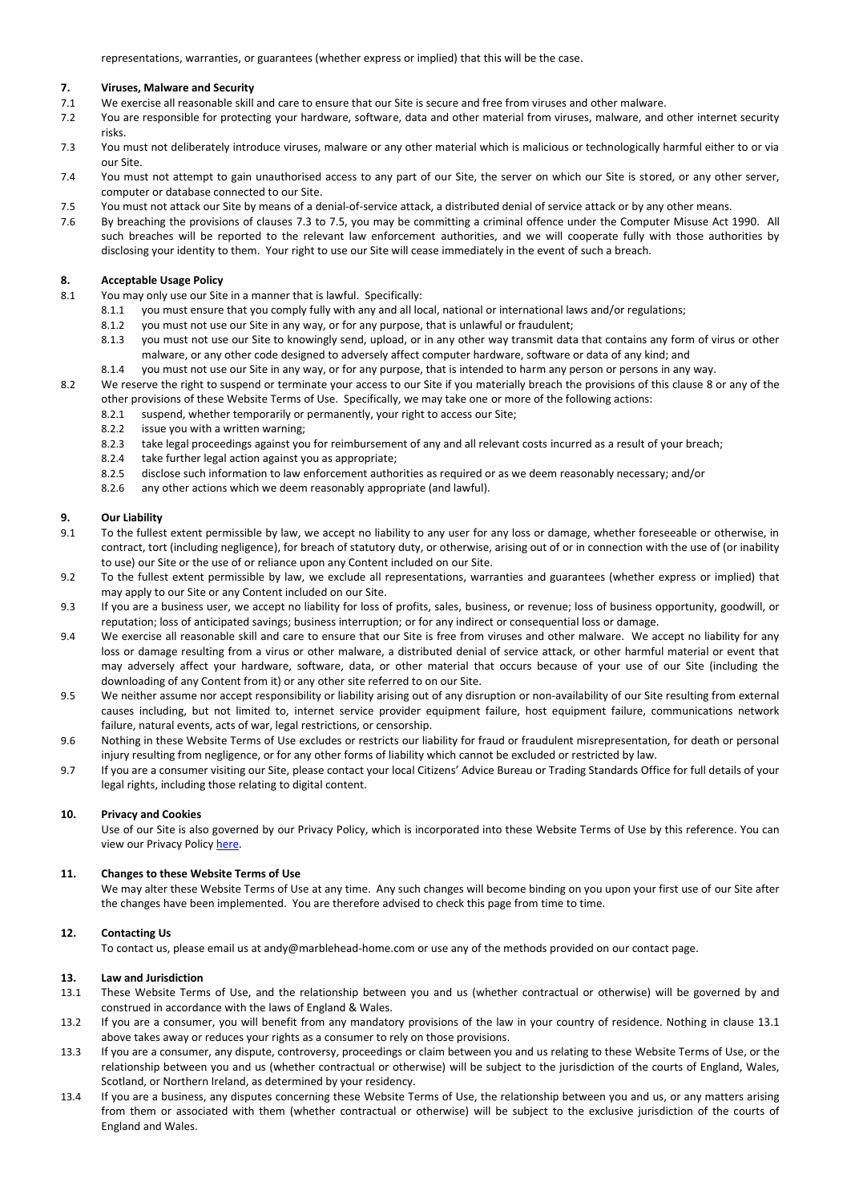representations, warranties, or guarantees (whether express or implied) that this will be the case.

## 7. Viruses, Malware and Security

7.1 We exercise all reasonable skill and care to ensure that our Site is secure and free from viruses and other malware.

7.2 You are responsible for protecting your hardware, software, data and other material from viruses, malware, and other internet security risks.

7.3 You must not deliberately introduce viruses, malware or any other material which is malicious or technologically harmful either to or via our Site.

7.4 You must not attempt to gain unauthorised access to any part of our Site, the server on which our Site is stored, or any other server, computer or database connected to our Site.

7.5 You must not attack our Site by means of a denial-of-service attack, a distributed denial of service attack or by any other means.

7.6 By breaching the provisions of clauses 7.3 to 7.5, you may be committing a criminal offence under the Computer Misuse Act 1990. All such breaches will be reported to the relevant law enforcement authorities, and we will cooperate fully with those authorities by disclosing your identity to them. Your right to use our Site will cease immediately in the event of such a breach.

## 8. Acceptable Usage Policy

8.1 You may only use our Site in a manner that is lawful. Specifically:

- 8.1.1 you must ensure that you comply fully with any and all local, national or international laws and/or regulations;
- 8.1.2 you must not use our Site in any way, or for any purpose, that is unlawful or fraudulent;
- 8.1.3 you must not use our Site to knowingly send, upload, or in any other way transmit data that contains any form of virus or other malware, or any other code designed to adversely affect computer hardware, software or data of any kind; and
- 8.1.4 you must not use our Site in any way, or for any purpose, that is intended to harm any person or persons in any way.

8.2 We reserve the right to suspend or terminate your access to our Site if you materially breach the provisions of this clause 8 or any of the other provisions of these Website Terms of Use. Specifically, we may take one or more of the following actions:

- 8.2.1 suspend, whether temporarily or permanently, your right to access our Site;
- 8.2.2 issue you with a written warning;
- 8.2.3 take legal proceedings against you for reimbursement of any and all relevant costs incurred as a result of your breach;
- 8.2.4 take further legal action against you as appropriate;
- 8.2.5 disclose such information to law enforcement authorities as required or as we deem reasonably necessary; and/or
- 8.2.6 any other actions which we deem reasonably appropriate (and lawful).

## 9. Our Liability

9.1 To the fullest extent permissible by law, we accept no liability to any user for any loss or damage, whether foreseeable or otherwise, in contract, tort (including negligence), for breach of statutory duty, or otherwise, arising out of or in connection with the use of (or inability to use) our Site or the use of or reliance upon any Content included on our Site.

9.2 To the fullest extent permissible by law, we exclude all representations, warranties and guarantees (whether express or implied) that may apply to our Site or any Content included on our Site.

9.3 If you are a business user, we accept no liability for loss of profits, sales, business, or revenue; loss of business opportunity, goodwill, or reputation; loss of anticipated savings; business interruption; or for any indirect or consequential loss or damage.

9.4 We exercise all reasonable skill and care to ensure that our Site is free from viruses and other malware. We accept no liability for any loss or damage resulting from a virus or other malware, a distributed denial of service attack, or other harmful material or event that may adversely affect your hardware, software, data, or other material that occurs because of your use of our Site (including the downloading of any Content from it) or any other site referred to on our Site.

9.5 We neither assume nor accept responsibility or liability arising out of any disruption or non-availability of our Site resulting from external causes including, but not limited to, internet service provider equipment failure, host equipment failure, communications network failure, natural events, acts of war, legal restrictions, or censorship.

9.6 Nothing in these Website Terms of Use excludes or restricts our liability for fraud or fraudulent misrepresentation, for death or personal injury resulting from negligence, or for any other forms of liability which cannot be excluded or restricted by law.

9.7 If you are a consumer visiting our Site, please contact your local Citizens' Advice Bureau or Trading Standards Office for full details of your legal rights, including those relating to digital content.

## 10. Privacy and Cookies

Use of our Site is also governed by our Privacy Policy, which is incorporated into these Website Terms of Use by this reference. You can view our Privacy Policy here.

## 11. Changes to these Website Terms of Use

We may alter these Website Terms of Use at any time. Any such changes will become binding on you upon your first use of our Site after the changes have been implemented. You are therefore advised to check this page from time to time.

## 12. Contacting Us

To contact us, please email us at andy@marblehead-home.com or use any of the methods provided on our contact page.

## 13. Law and Jurisdiction

13.1 These Website Terms of Use, and the relationship between you and us (whether contractual or otherwise) will be governed by and construed in accordance with the laws of England & Wales.

13.2 If you are a consumer, you will benefit from any mandatory provisions of the law in your country of residence. Nothing in clause 13.1 above takes away or reduces your rights as a consumer to rely on those provisions.

13.3 If you are a consumer, any dispute, controversy, proceedings or claim between you and us relating to these Website Terms of Use, or the relationship between you and us (whether contractual or otherwise) will be subject to the jurisdiction of the courts of England, Wales, Scotland, or Northern Ireland, as determined by your residency.

13.4 If you are a business, any disputes concerning these Website Terms of Use, the relationship between you and us, or any matters arising from them or associated with them (whether contractual or otherwise) will be subject to the exclusive jurisdiction of the courts of England and Wales.